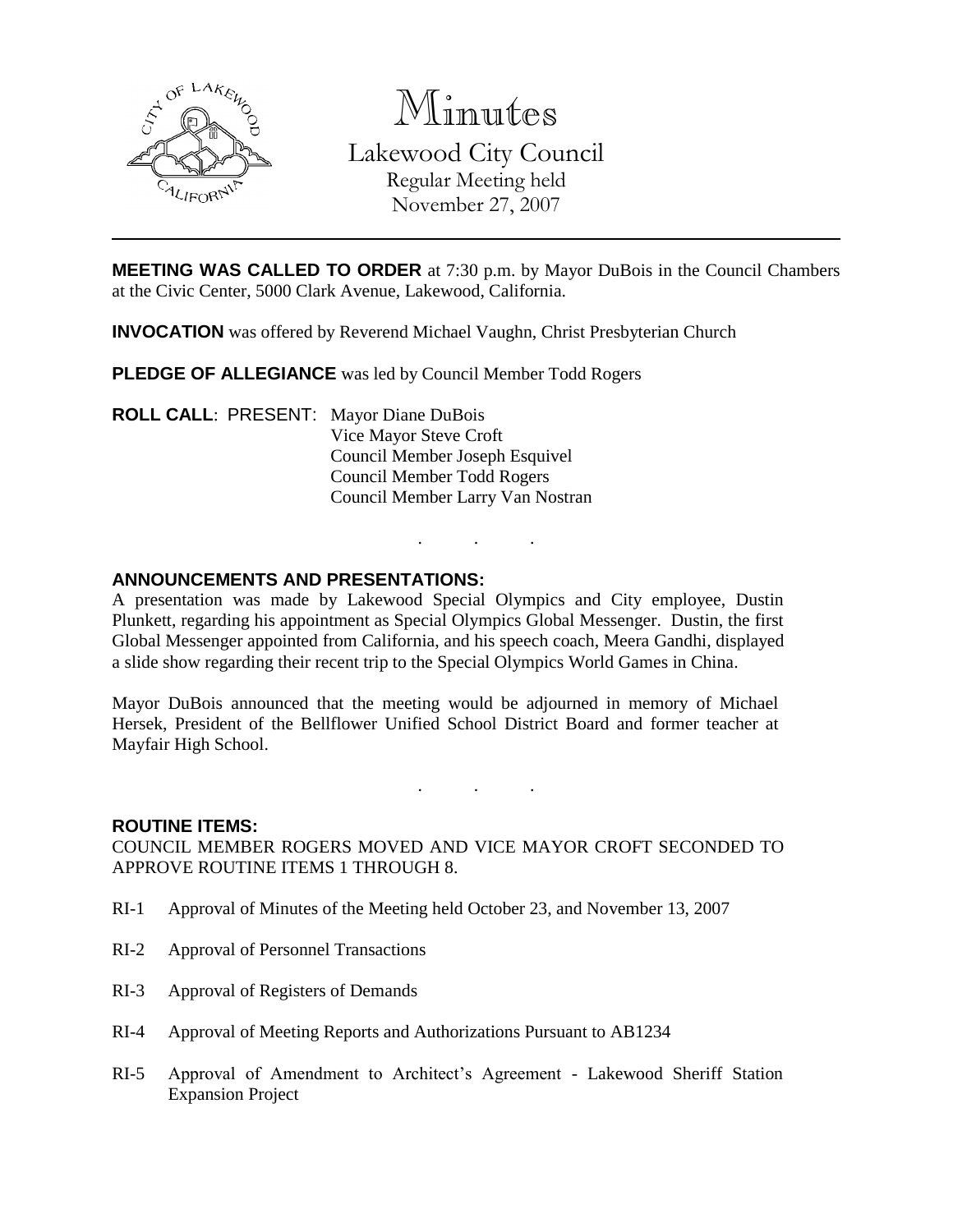# Minutes

Lakewood City Council
Regular Meeting held
November 27, 2007

**MEETING WAS CALLED TO ORDER** at 7:30 p.m. by Mayor DuBois in the Council Chambers at the Civic Center, 5000 Clark Avenue, Lakewood, California.

**INVOCATION** was offered by Reverend Michael Vaughn, Christ Presbyterian Church

**PLEDGE OF ALLEGIANCE** was led by Council Member Todd Rogers

**ROLL CALL**: PRESENT: Mayor Diane DuBois
Vice Mayor Steve Croft
Council Member Joseph Esquivel
Council Member Todd Rogers
Council Member Larry Van Nostran

. . .

**ANNOUNCEMENTS AND PRESENTATIONS:**

A presentation was made by Lakewood Special Olympics and City employee, Dustin Plunkett, regarding his appointment as Special Olympics Global Messenger. Dustin, the first Global Messenger appointed from California, and his speech coach, Meera Gandhi, displayed a slide show regarding their recent trip to the Special Olympics World Games in China.

Mayor DuBois announced that the meeting would be adjourned in memory of Michael Hersek, President of the Bellflower Unified School District Board and former teacher at Mayfair High School.

. . .

**ROUTINE ITEMS:**

COUNCIL MEMBER ROGERS MOVED AND VICE MAYOR CROFT SECONDED TO APPROVE ROUTINE ITEMS 1 THROUGH 8.

RI-1 Approval of Minutes of the Meeting held October 23, and November 13, 2007

RI-2 Approval of Personnel Transactions

RI-3 Approval of Registers of Demands

RI-4 Approval of Meeting Reports and Authorizations Pursuant to AB1234

RI-5 Approval of Amendment to Architect's Agreement - Lakewood Sheriff Station Expansion Project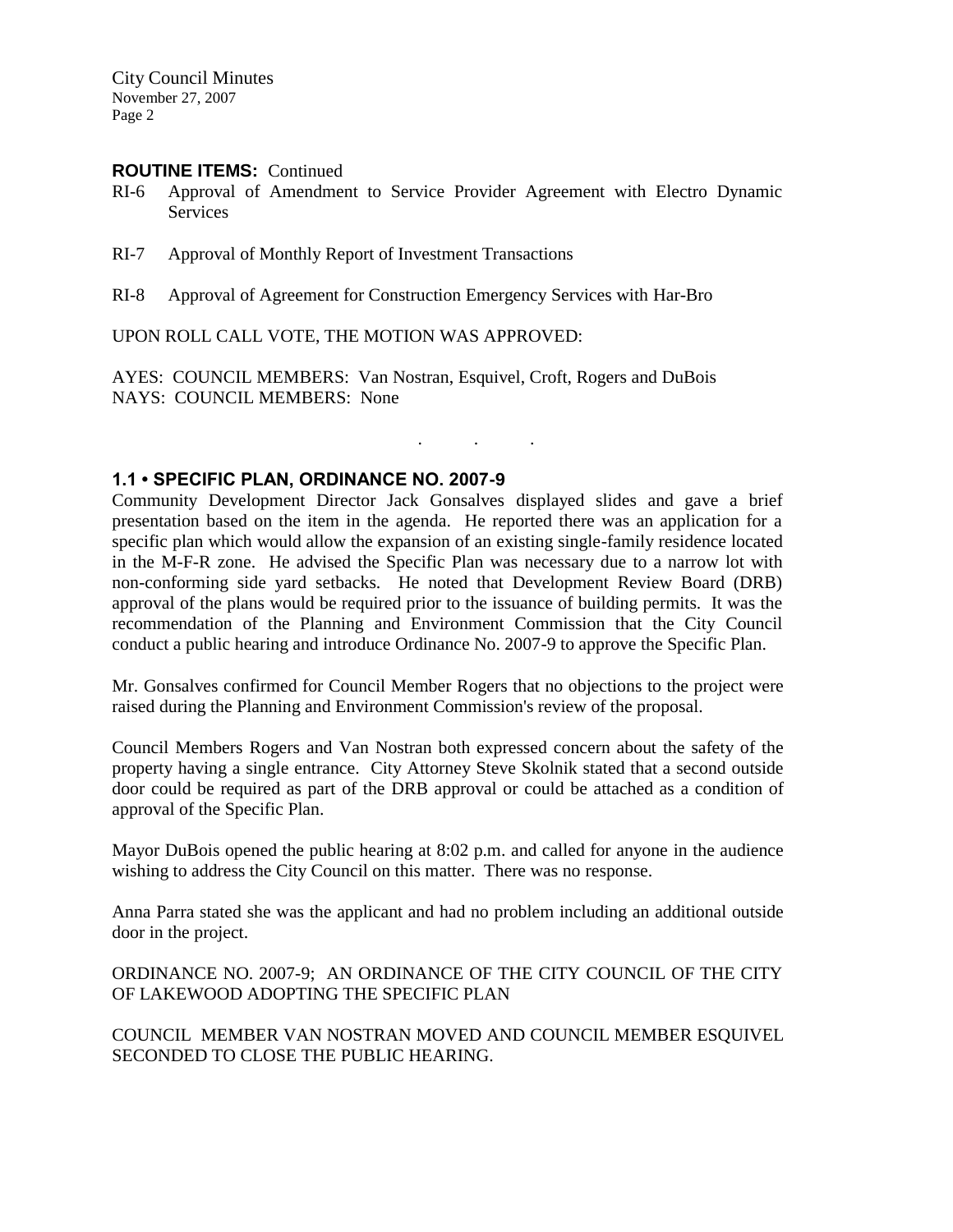**ROUTINE ITEMS:** Continued

RI-6 Approval of Amendment to Service Provider Agreement with Electro Dynamic Services

RI-7 Approval of Monthly Report of Investment Transactions

RI-8 Approval of Agreement for Construction Emergency Services with Har-Bro

UPON ROLL CALL VOTE, THE MOTION WAS APPROVED:

AYES: COUNCIL MEMBERS: Van Nostran, Esquivel, Croft, Rogers and DuBois
NAYS: COUNCIL MEMBERS: None

. . .

### 1.1 • SPECIFIC PLAN, ORDINANCE NO. 2007-9

Community Development Director Jack Gonsalves displayed slides and gave a brief presentation based on the item in the agenda. He reported there was an application for a specific plan which would allow the expansion of an existing single-family residence located in the M-F-R zone. He advised the Specific Plan was necessary due to a narrow lot with non-conforming side yard setbacks. He noted that Development Review Board (DRB) approval of the plans would be required prior to the issuance of building permits. It was the recommendation of the Planning and Environment Commission that the City Council conduct a public hearing and introduce Ordinance No. 2007-9 to approve the Specific Plan.

Mr. Gonsalves confirmed for Council Member Rogers that no objections to the project were raised during the Planning and Environment Commission's review of the proposal.

Council Members Rogers and Van Nostran both expressed concern about the safety of the property having a single entrance. City Attorney Steve Skolnik stated that a second outside door could be required as part of the DRB approval or could be attached as a condition of approval of the Specific Plan.

Mayor DuBois opened the public hearing at 8:02 p.m. and called for anyone in the audience wishing to address the City Council on this matter. There was no response.

Anna Parra stated she was the applicant and had no problem including an additional outside door in the project.

ORDINANCE NO. 2007-9; AN ORDINANCE OF THE CITY COUNCIL OF THE CITY OF LAKEWOOD ADOPTING THE SPECIFIC PLAN

COUNCIL MEMBER VAN NOSTRAN MOVED AND COUNCIL MEMBER ESQUIVEL SECONDED TO CLOSE THE PUBLIC HEARING.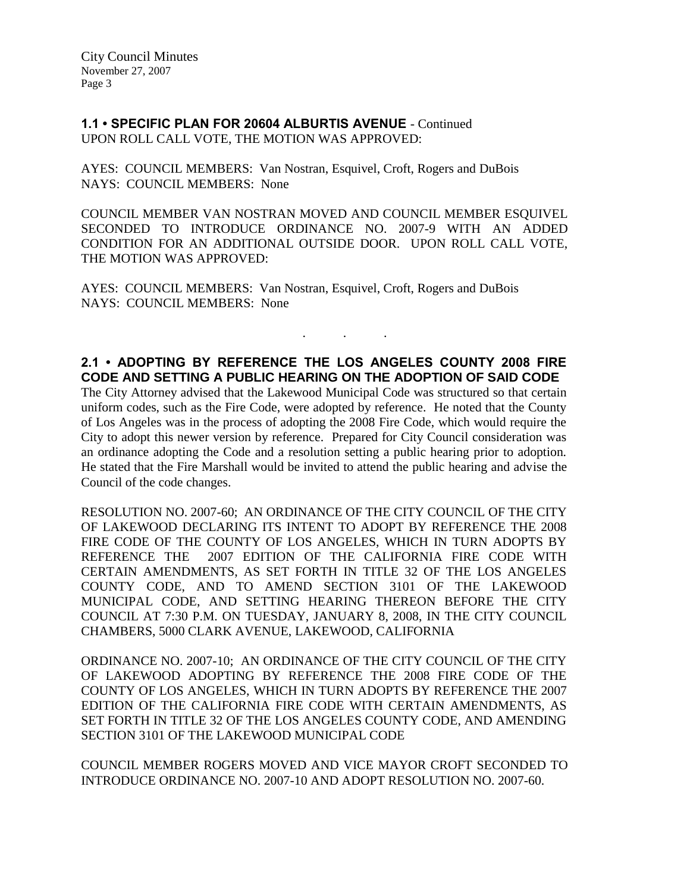**1.1 • SPECIFIC PLAN FOR 20604 ALBURTIS AVENUE** - Continued
UPON ROLL CALL VOTE, THE MOTION WAS APPROVED:

AYES: COUNCIL MEMBERS: Van Nostran, Esquivel, Croft, Rogers and DuBois
NAYS: COUNCIL MEMBERS: None

COUNCIL MEMBER VAN NOSTRAN MOVED AND COUNCIL MEMBER ESQUIVEL SECONDED TO INTRODUCE ORDINANCE NO. 2007-9 WITH AN ADDED CONDITION FOR AN ADDITIONAL OUTSIDE DOOR. UPON ROLL CALL VOTE, THE MOTION WAS APPROVED:

AYES: COUNCIL MEMBERS: Van Nostran, Esquivel, Croft, Rogers and DuBois
NAYS: COUNCIL MEMBERS: None

. . .

**2.1 • ADOPTING BY REFERENCE THE LOS ANGELES COUNTY 2008 FIRE CODE AND SETTING A PUBLIC HEARING ON THE ADOPTION OF SAID CODE**

The City Attorney advised that the Lakewood Municipal Code was structured so that certain uniform codes, such as the Fire Code, were adopted by reference. He noted that the County of Los Angeles was in the process of adopting the 2008 Fire Code, which would require the City to adopt this newer version by reference. Prepared for City Council consideration was an ordinance adopting the Code and a resolution setting a public hearing prior to adoption. He stated that the Fire Marshall would be invited to attend the public hearing and advise the Council of the code changes.

RESOLUTION NO. 2007-60; AN ORDINANCE OF THE CITY COUNCIL OF THE CITY OF LAKEWOOD DECLARING ITS INTENT TO ADOPT BY REFERENCE THE 2008 FIRE CODE OF THE COUNTY OF LOS ANGELES, WHICH IN TURN ADOPTS BY REFERENCE THE 2007 EDITION OF THE CALIFORNIA FIRE CODE WITH CERTAIN AMENDMENTS, AS SET FORTH IN TITLE 32 OF THE LOS ANGELES COUNTY CODE, AND TO AMEND SECTION 3101 OF THE LAKEWOOD MUNICIPAL CODE, AND SETTING HEARING THEREON BEFORE THE CITY COUNCIL AT 7:30 P.M. ON TUESDAY, JANUARY 8, 2008, IN THE CITY COUNCIL CHAMBERS, 5000 CLARK AVENUE, LAKEWOOD, CALIFORNIA

ORDINANCE NO. 2007-10; AN ORDINANCE OF THE CITY COUNCIL OF THE CITY OF LAKEWOOD ADOPTING BY REFERENCE THE 2008 FIRE CODE OF THE COUNTY OF LOS ANGELES, WHICH IN TURN ADOPTS BY REFERENCE THE 2007 EDITION OF THE CALIFORNIA FIRE CODE WITH CERTAIN AMENDMENTS, AS SET FORTH IN TITLE 32 OF THE LOS ANGELES COUNTY CODE, AND AMENDING SECTION 3101 OF THE LAKEWOOD MUNICIPAL CODE

COUNCIL MEMBER ROGERS MOVED AND VICE MAYOR CROFT SECONDED TO INTRODUCE ORDINANCE NO. 2007-10 AND ADOPT RESOLUTION NO. 2007-60.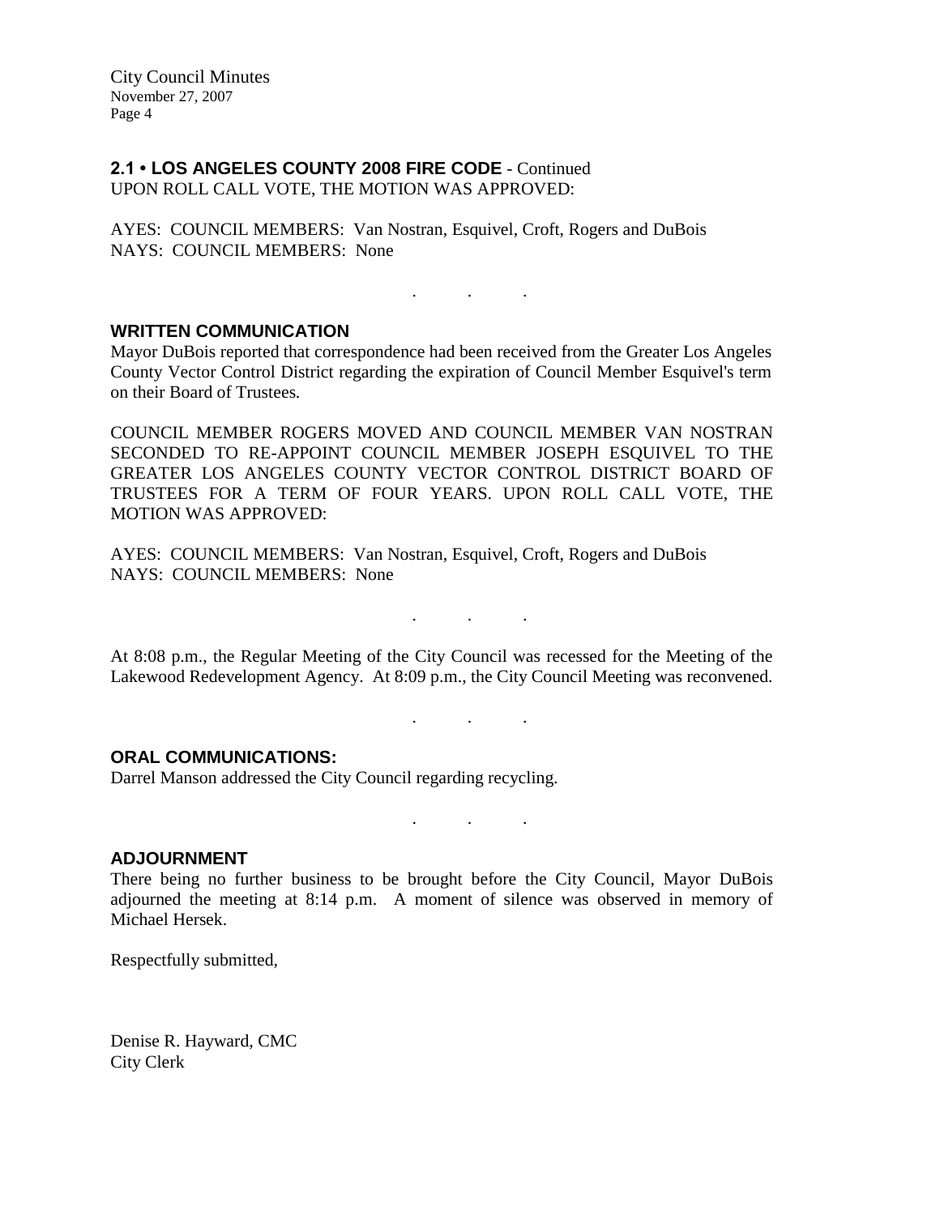**2.1 • LOS ANGELES COUNTY 2008 FIRE CODE** - Continued
UPON ROLL CALL VOTE, THE MOTION WAS APPROVED:

AYES: COUNCIL MEMBERS: Van Nostran, Esquivel, Croft, Rogers and DuBois
NAYS: COUNCIL MEMBERS: None

. . .

## WRITTEN COMMUNICATION

Mayor DuBois reported that correspondence had been received from the Greater Los Angeles County Vector Control District regarding the expiration of Council Member Esquivel's term on their Board of Trustees.

COUNCIL MEMBER ROGERS MOVED AND COUNCIL MEMBER VAN NOSTRAN SECONDED TO RE-APPOINT COUNCIL MEMBER JOSEPH ESQUIVEL TO THE GREATER LOS ANGELES COUNTY VECTOR CONTROL DISTRICT BOARD OF TRUSTEES FOR A TERM OF FOUR YEARS. UPON ROLL CALL VOTE, THE MOTION WAS APPROVED:

AYES: COUNCIL MEMBERS: Van Nostran, Esquivel, Croft, Rogers and DuBois
NAYS: COUNCIL MEMBERS: None

. . .

At 8:08 p.m., the Regular Meeting of the City Council was recessed for the Meeting of the Lakewood Redevelopment Agency. At 8:09 p.m., the City Council Meeting was reconvened.

. . .

## ORAL COMMUNICATIONS:

Darrel Manson addressed the City Council regarding recycling.

. . .

## ADJOURNMENT

There being no further business to be brought before the City Council, Mayor DuBois adjourned the meeting at 8:14 p.m. A moment of silence was observed in memory of Michael Hersek.

Respectfully submitted,

Denise R. Hayward, CMC
City Clerk